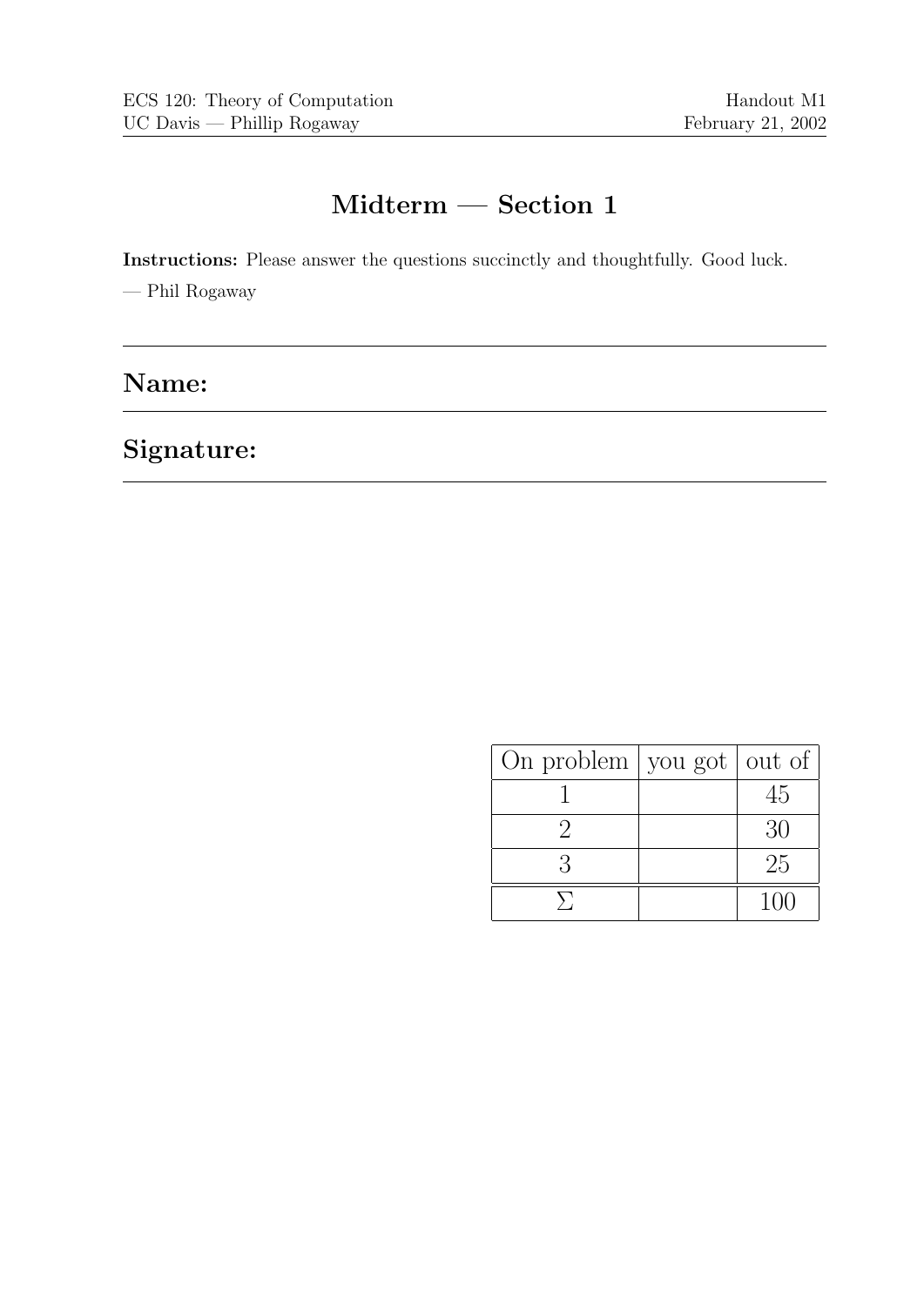ECS 120: Theory of Computation — Handout M1
UC Davis — Phillip Rogaway — February 21, 2002

# Midterm — Section 1

**Instructions:** Please answer the questions succinctly and thoughtfully. Good luck.

— Phil Rogaway

## Name:

## Signature:

| On problem | you got | out of |
|---|---|---|
| 1 | | 45 |
| 2 | | 30 |
| 3 | | 25 |
| $\Sigma$ | | 100 |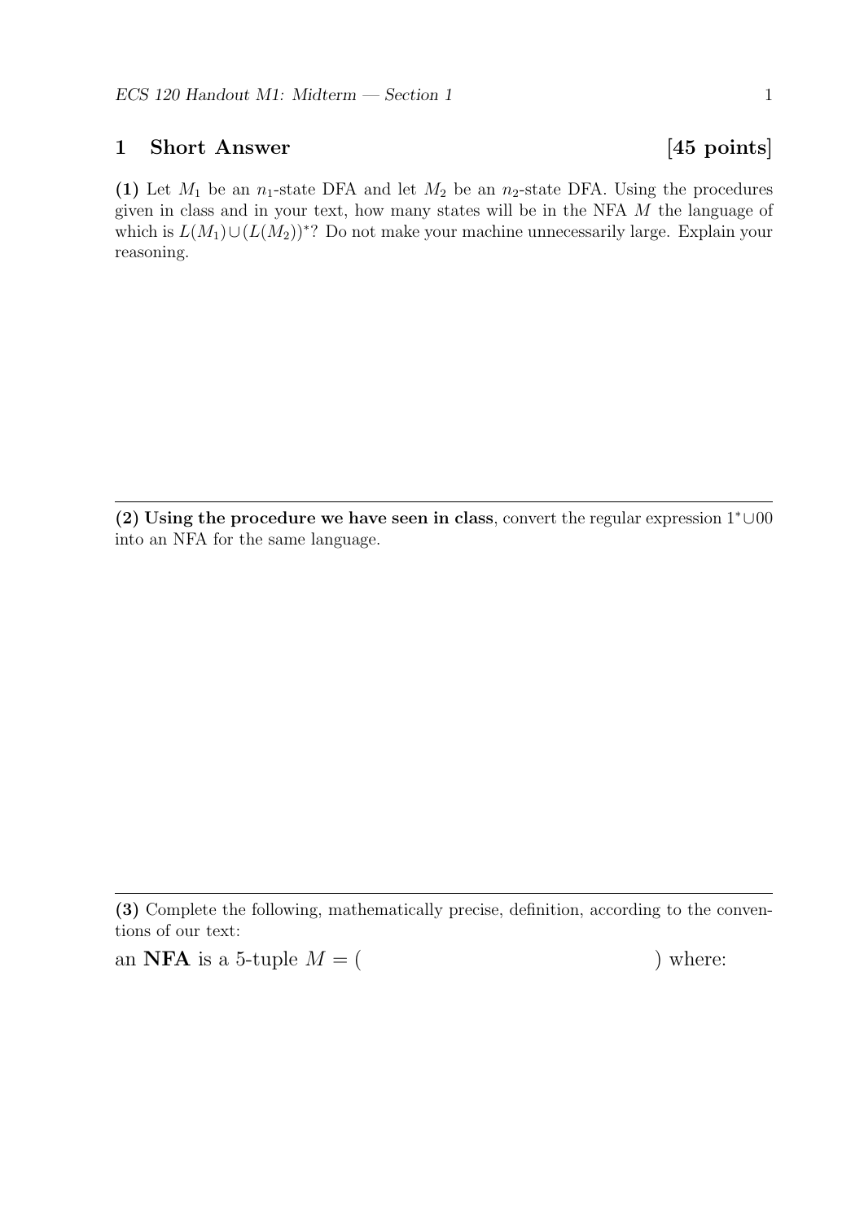## 1 Short Answer [45 points]

**(1)** Let $M_1$ be an $n_1$-state DFA and let $M_2$ be an $n_2$-state DFA. Using the procedures given in class and in your text, how many states will be in the NFA $M$ the language of which is $L(M_1) \cup (L(M_2))^*$? Do not make your machine unnecessarily large. Explain your reasoning.

---

**(2) Using the procedure we have seen in class**, convert the regular expression $1^* \cup 00$ into an NFA for the same language.

---

**(3)** Complete the following, mathematically precise, definition, according to the conventions of our text:

an **NFA** is a 5-tuple $M = ($ $)$ where: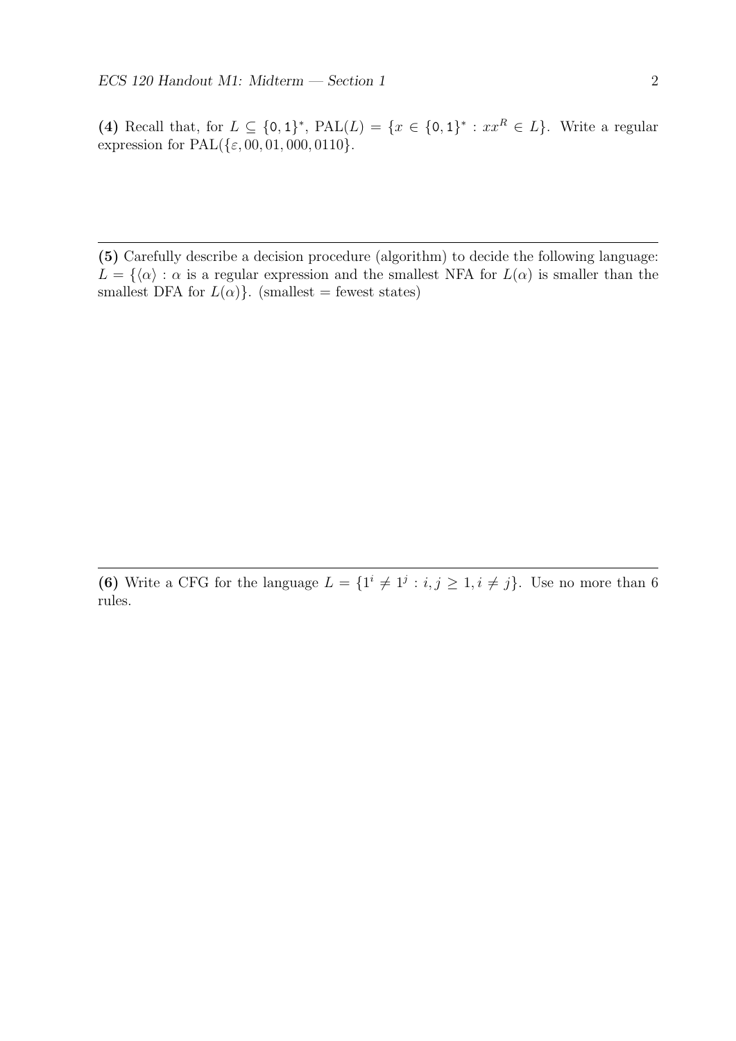**(4)** Recall that, for $L \subseteq \{\mathtt{0}, \mathtt{1}\}^*$, $\mathrm{PAL}(L) = \{x \in \{\mathtt{0}, \mathtt{1}\}^* : xx^R \in L\}$. Write a regular expression for $\mathrm{PAL}(\{\varepsilon, 00, 01, 000, 0110\}$.

---

**(5)** Carefully describe a decision procedure (algorithm) to decide the following language: $L = \{\langle\alpha\rangle : \alpha$ is a regular expression and the smallest NFA for $L(\alpha)$ is smaller than the smallest DFA for $L(\alpha)\}$. (smallest = fewest states)

---

**(6)** Write a CFG for the language $L = \{1^i \neq 1^j : i, j \geq 1, i \neq j\}$. Use no more than 6 rules.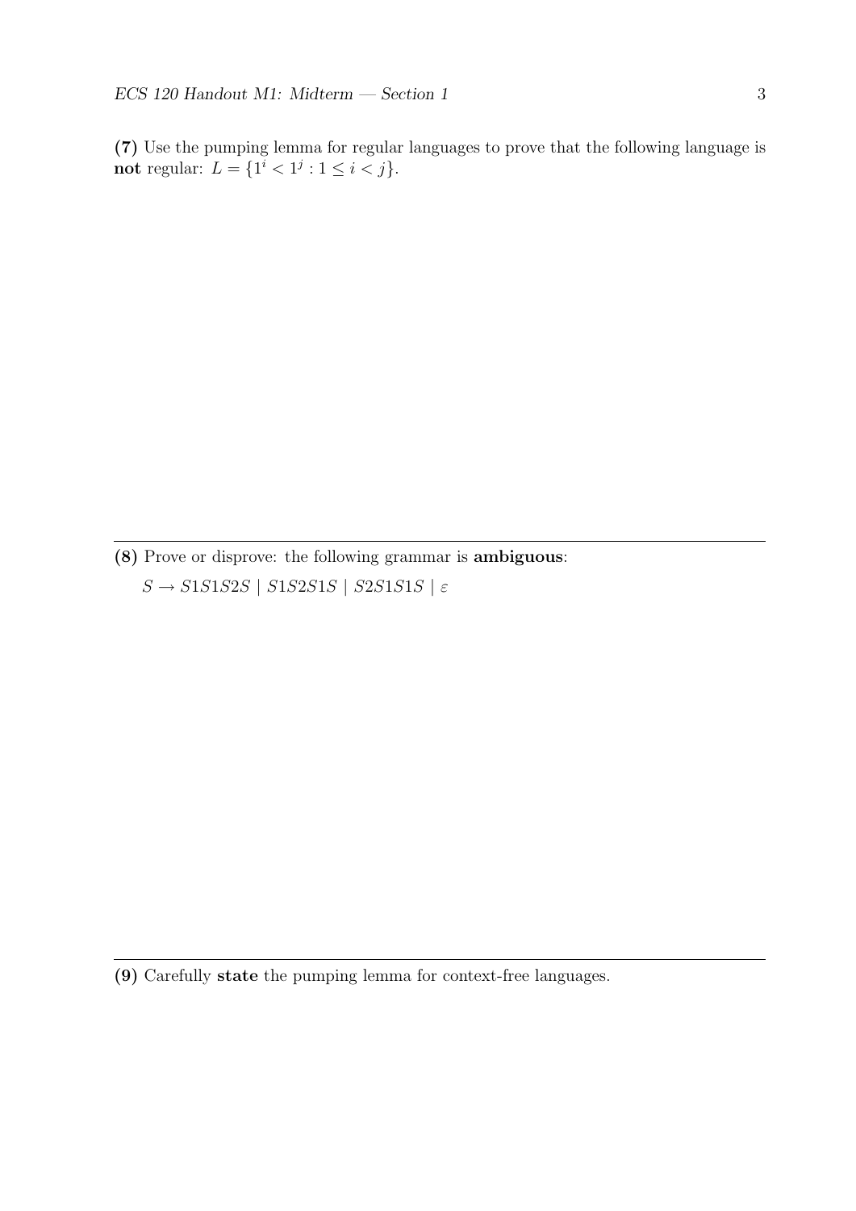**(7)** Use the pumping lemma for regular languages to prove that the following language is **not** regular: $L = \{1^i < 1^j : 1 \leq i < j\}$.

---

**(8)** Prove or disprove: the following grammar is **ambiguous**:

$S \rightarrow S1S1S2S \mid S1S2S1S \mid S2S1S1S \mid \varepsilon$

---

**(9)** Carefully **state** the pumping lemma for context-free languages.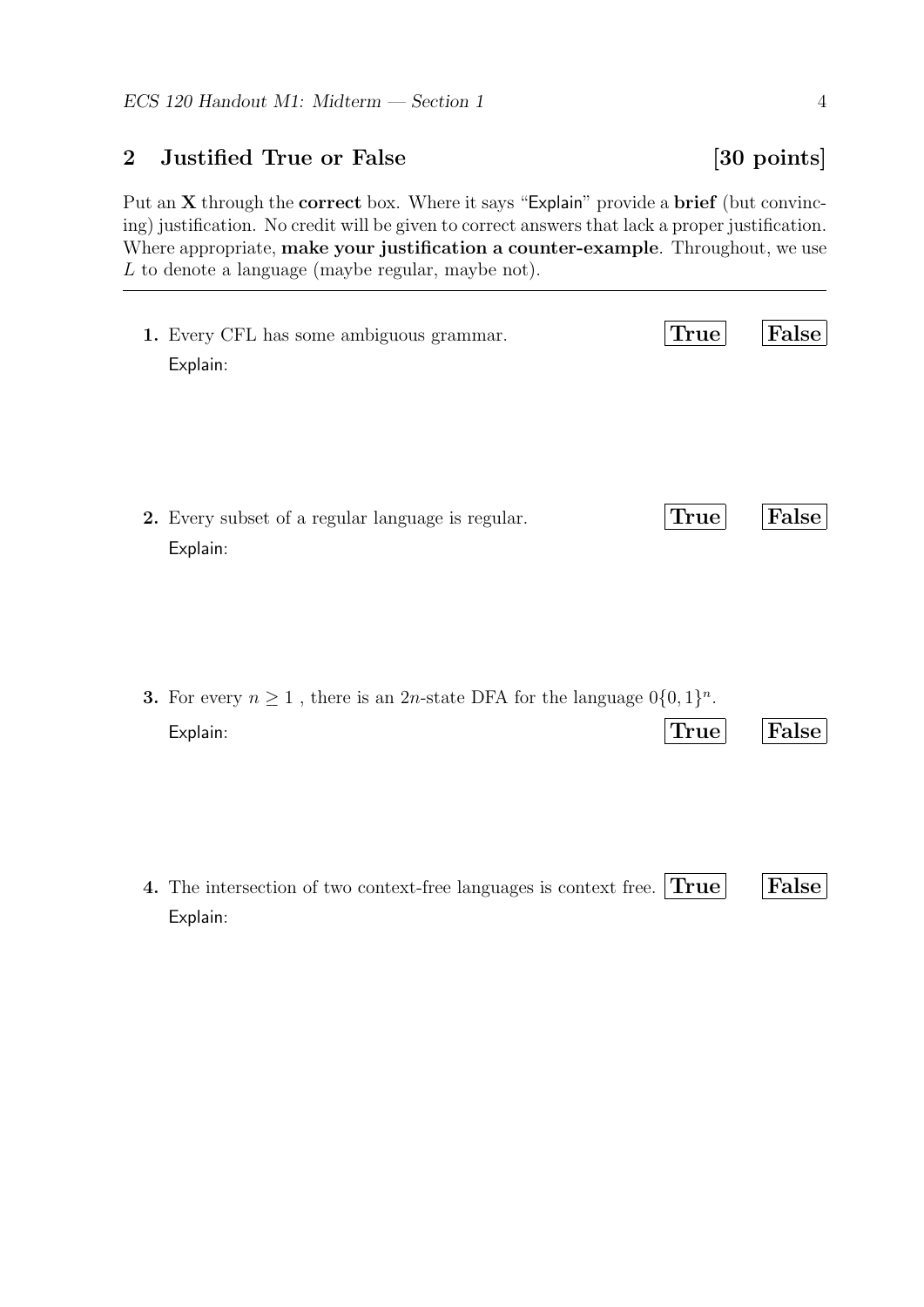## 2 Justified True or False [30 points]

Put an **X** through the **correct** box. Where it says "Explain" provide a **brief** (but convincing) justification. No credit will be given to correct answers that lack a proper justification. Where appropriate, **make your justification a counter-example**. Throughout, we use $L$ to denote a language (maybe regular, maybe not).

---

**1.** Every CFL has some ambiguous grammar. **True** **False**

Explain:

**2.** Every subset of a regular language is regular. **True** **False**

Explain:

**3.** For every $n \geq 1$ , there is an $2n$-state DFA for the language $0\{0,1\}^n$.

Explain: **True** **False**

**4.** The intersection of two context-free languages is context free. **True** **False**

Explain: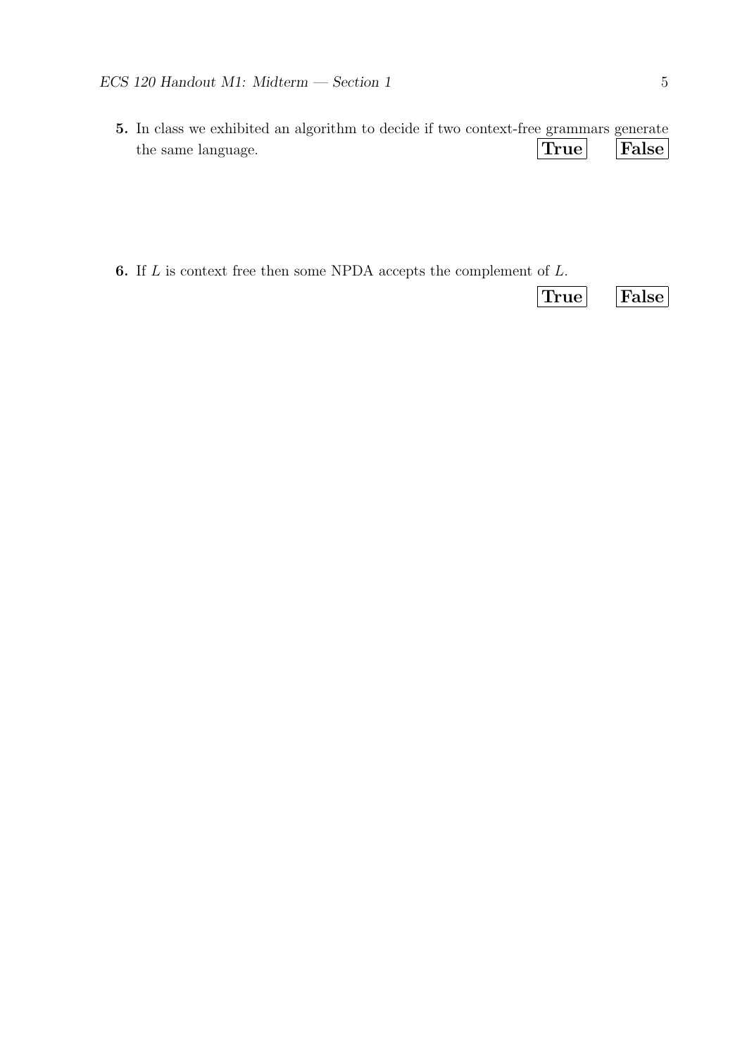**5.** In class we exhibited an algorithm to decide if two context-free grammars generate the same language. **True** **False**

**6.** If $L$ is context free then some NPDA accepts the complement of $L$.

**True** **False**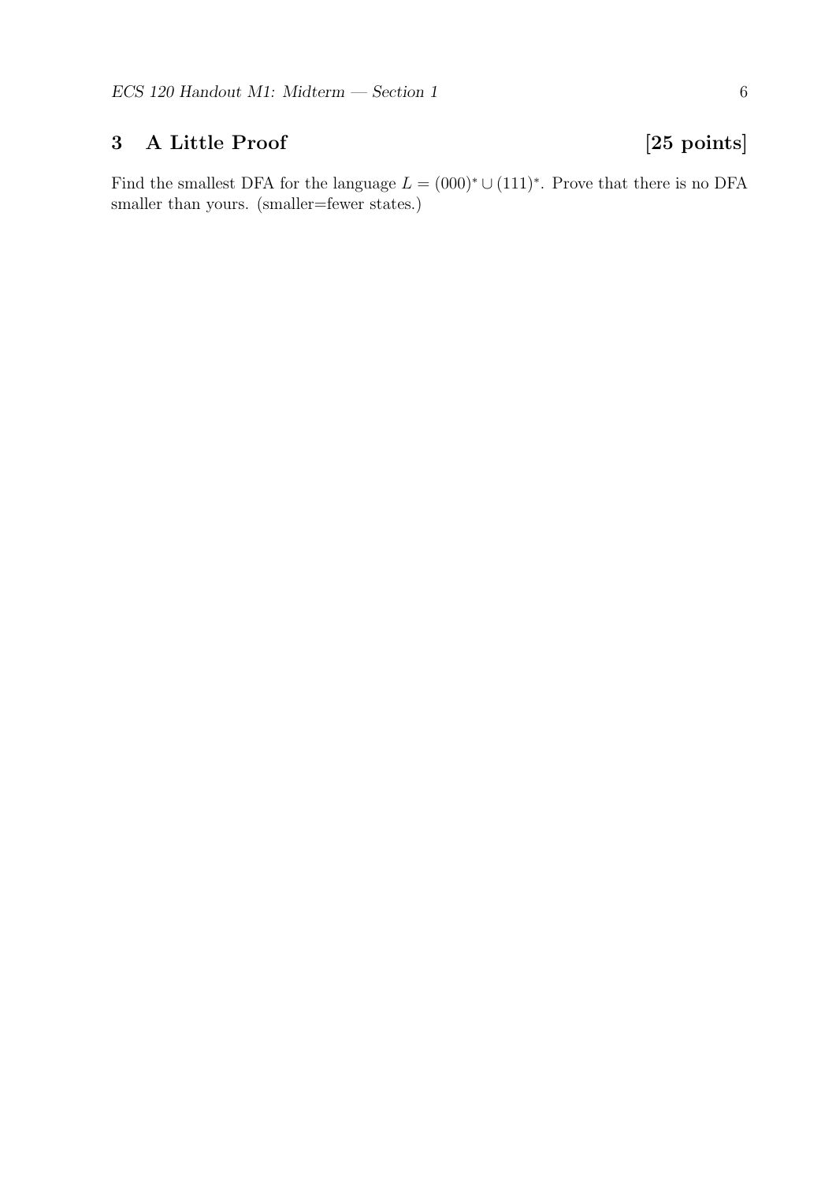## 3 A Little Proof [25 points]

Find the smallest DFA for the language $L = (000)^* \cup (111)^*$. Prove that there is no DFA smaller than yours. (smaller=fewer states.)